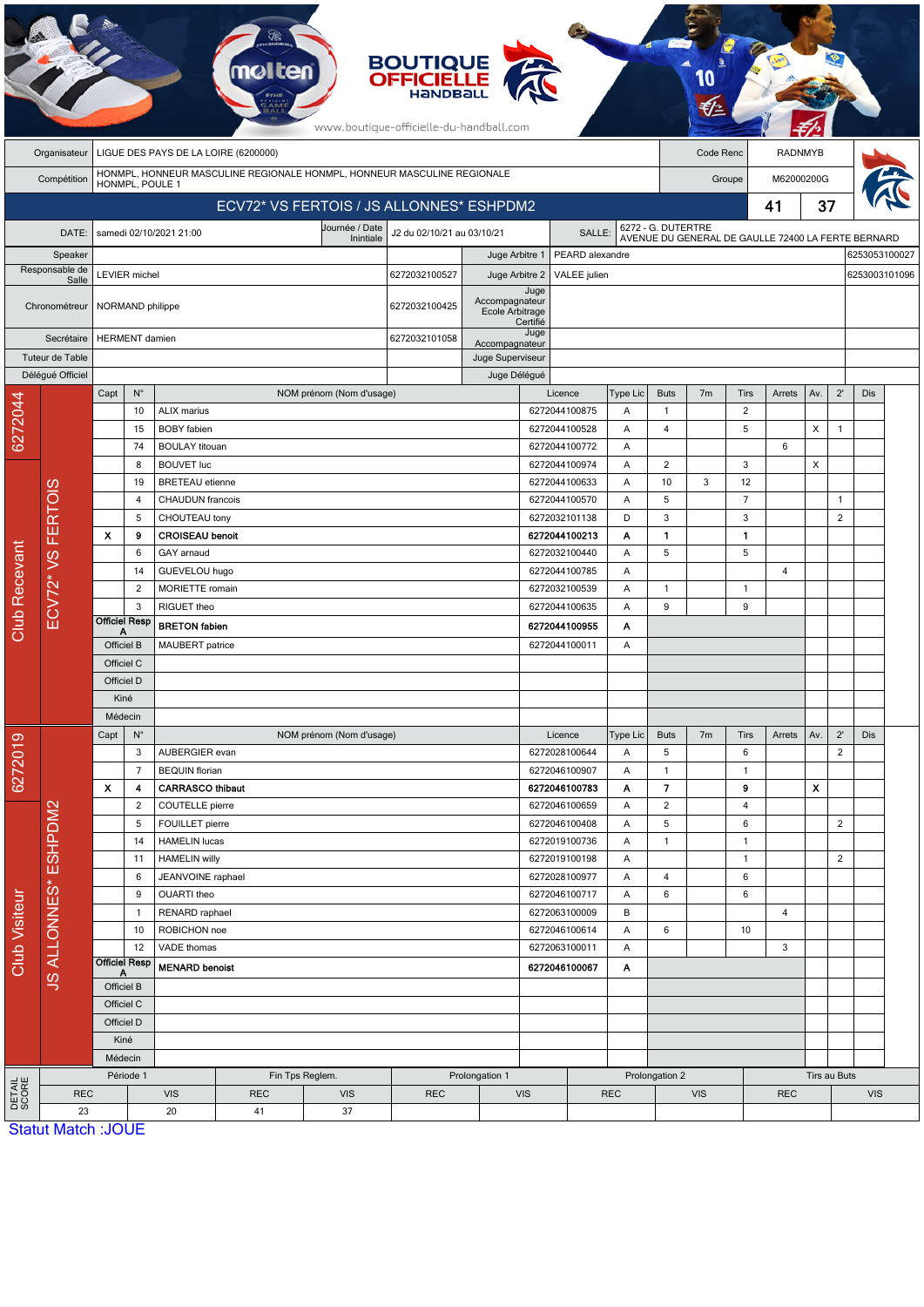www.boutique-officielle-du-handball.com

| Organisateur | LIGUE DES PAYS DE LA LOIRE (6200000) | Code Renc | RADNMYB |
|---|---|---|---|
| Compétition | HONMPL, HONNEUR MASCULINE REGIONALE HONMPL, HONNEUR MASCULINE REGIONALE HONMPL, POULE 1 | Groupe | M62000200G |

## ECV72* VS FERTOIS / JS ALLONNES* ESHPDM2 — 41 / 37

| DATE: | samedi 02/10/2021 21:00 | Journée / Date Inintiale | J2 du 02/10/21 au 03/10/21 | SALLE: | 6272 - G. DUTERTRE AVENUE DU GENERAL DE GAULLE 72400 LA FERTE BERNARD |
|---|---|---|---|---|---|

| Rôle | Nom | Licence | Rôle | Nom | Licence |
|---|---|---|---|---|---|
| Speaker | | | Juge Arbitre 1 | PEARD alexandre | 6253053100027 |
| Responsable de Salle | LEVIER michel | 6272032100527 | Juge Arbitre 2 | VALEE julien | 6253003101096 |
| Chronométreur | NORMAND philippe | 6272032100425 | Juge Accompagnateur Ecole Arbitrage Certifié | | |
| Secrétaire | HERMENT damien | 6272032101058 | Juge Accompagnateur | | |
| Tuteur de Table | | | Juge Superviseur | | |
| Délégué Officiel | | | Juge Délégué | | |

### Club Recevant — 6272044 — ECV72* VS FERTOIS

| Capt | N° | NOM prénom (Nom d'usage) | Licence | Type Lic | Buts | 7m | Tirs | Arrets | Av. | 2' | Dis |
|---|---|---|---|---|---|---|---|---|---|---|---|
| | 10 | ALIX marius | 6272044100875 | A | 1 | | 2 | | | | |
| | 15 | BOBY fabien | 6272044100528 | A | 4 | | 5 | | X | 1 | |
| | 74 | BOULAY titouan | 6272044100772 | A | | | | 6 | | | |
| | 8 | BOUVET luc | 6272044100974 | A | 2 | | 3 | | X | | |
| | 19 | BRETEAU etienne | 6272044100633 | A | 10 | 3 | 12 | | | | |
| | 4 | CHAUDUN francois | 6272044100570 | A | 5 | | 7 | | | 1 | |
| | 5 | CHOUTEAU tony | 6272032101138 | D | 3 | | 3 | | | 2 | |
| **X** | **9** | **CROISEAU benoit** | **6272044100213** | **A** | **1** | | **1** | | | | |
| | 6 | GAY arnaud | 6272032100440 | A | 5 | | 5 | | | | |
| | 14 | GUEVELOU hugo | 6272044100785 | A | | | | 4 | | | |
| | 2 | MORIETTE romain | 6272032100539 | A | 1 | | 1 | | | | |
| | 3 | RIGUET theo | 6272044100635 | A | 9 | | 9 | | | | |
| Officiel Resp A | | **BRETON fabien** | **6272044100955** | **A** | | | | | | | |
| Officiel B | | MAUBERT patrice | 6272044100011 | A | | | | | | | |
| Officiel C | | | | | | | | | | | |
| Officiel D | | | | | | | | | | | |
| Kiné | | | | | | | | | | | |
| Médecin | | | | | | | | | | | |

### Club Visiteur — 6272019 — JS ALLONNES* ESHPDM2

| Capt | N° | NOM prénom (Nom d'usage) | Licence | Type Lic | Buts | 7m | Tirs | Arrets | Av. | 2' | Dis |
|---|---|---|---|---|---|---|---|---|---|---|---|
| | 3 | AUBERGIER evan | 6272028100644 | A | 5 | | 6 | | | 2 | |
| | 7 | BEQUIN florian | 6272046100907 | A | 1 | | 1 | | | | |
| **X** | **4** | **CARRASCO thibaut** | **6272046100783** | **A** | **7** | | **9** | | **X** | | |
| | 2 | COUTELLE pierre | 6272046100659 | A | 2 | | 4 | | | | |
| | 5 | FOUILLET pierre | 6272046100408 | A | 5 | | 6 | | | 2 | |
| | 14 | HAMELIN lucas | 6272019100736 | A | 1 | | 1 | | | | |
| | 11 | HAMELIN willy | 6272019100198 | A | | | 1 | | | 2 | |
| | 6 | JEANVOINE raphael | 6272028100977 | A | 4 | | 6 | | | | |
| | 9 | OUARTI theo | 6272046100717 | A | 6 | | 6 | | | | |
| | 1 | RENARD raphael | 6272063100009 | B | | | | 4 | | | |
| | 10 | ROBICHON noe | 6272046100614 | A | 6 | | 10 | | | | |
| | 12 | VADE thomas | 6272063100011 | A | | | | 3 | | | |
| Officiel Resp A | | **MENARD benoist** | **6272046100067** | **A** | | | | | | | |
| Officiel B | | | | | | | | | | | |
| Officiel C | | | | | | | | | | | |
| Officiel D | | | | | | | | | | | |
| Kiné | | | | | | | | | | | |
| Médecin | | | | | | | | | | | |

### DETAIL SCORE

| Période 1 | | Fin Tps Reglem. | | Prolongation 1 | | Prolongation 2 | | Tirs au Buts | |
|---|---|---|---|---|---|---|---|---|---|
| REC | VIS | REC | VIS | REC | VIS | REC | VIS | REC | VIS |
| 23 | 20 | 41 | 37 | | | | | | |

Statut Match :JOUE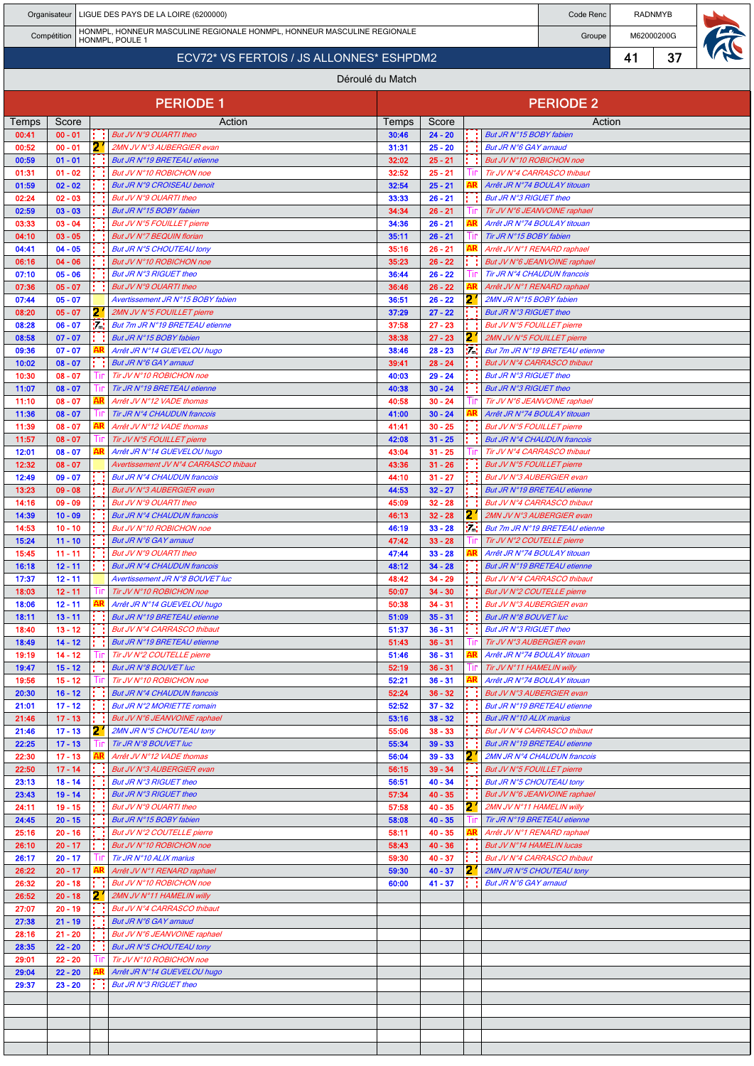| Organisateur | LIGUE DES PAYS DE LA LOIRE (6200000) | Code Renc | RADNMYB |
|---|---|---|---|
| Compétition | HONMPL, HONNEUR MASCULINE REGIONALE HONMPL, HONNEUR MASCULINE REGIONALE HONMPL, POULE 1 | Groupe | M62000200G |

## ECV72* VS FERTOIS / JS ALLONNES* ESHPDM2 — 41 - 37

### Déroulé du Match

| Temps | Score | | Action | Temps | Score | | Action |
|---|---|---|---|---|---|---|---|
| PERIODE 1 | | | | PERIODE 2 | | | |
| 00:41 | 00 - 01 | | But JV N°9 OUARTI theo | 30:46 | 24 - 20 | | But JR N°15 BOBY fabien |
| 00:52 | 00 - 01 | 2' | 2MN JV N°3 AUBERGIER evan | 31:31 | 25 - 20 | | But JR N°6 GAY arnaud |
| 00:59 | 01 - 01 | | But JR N°19 BRETEAU etienne | 32:02 | 25 - 21 | | But JV N°10 ROBICHON noe |
| 01:31 | 01 - 02 | | But JV N°10 ROBICHON noe | 32:52 | 25 - 21 | Tir | Tir JV N°4 CARRASCO thibaut |
| 01:59 | 02 - 02 | | But JR N°9 CROISEAU benoit | 32:54 | 25 - 21 | AR | Arrêt JR N°74 BOULAY titouan |
| 02:24 | 02 - 03 | | But JV N°9 OUARTI theo | 33:33 | 26 - 21 | | But JR N°3 RIGUET theo |
| 02:59 | 03 - 03 | | But JR N°15 BOBY fabien | 34:34 | 26 - 21 | Tir | Tir JV N°6 JEANVOINE raphael |
| 03:33 | 03 - 04 | | But JV N°5 FOUILLET pierre | 34:36 | 26 - 21 | AR | Arrêt JR N°74 BOULAY titouan |
| 04:10 | 03 - 05 | | But JV N°7 BEQUIN florian | 35:11 | 26 - 21 | Tir | Tir JR N°15 BOBY fabien |
| 04:41 | 04 - 05 | | But JR N°5 CHOUTEAU tony | 35:16 | 26 - 21 | AR | Arrêt JV N°1 RENARD raphael |
| 06:16 | 04 - 06 | | But JV N°10 ROBICHON noe | 35:23 | 26 - 22 | | But JV N°6 JEANVOINE raphael |
| 07:10 | 05 - 06 | | But JR N°3 RIGUET theo | 36:44 | 26 - 22 | Tir | Tir JR N°4 CHAUDUN francois |
| 07:36 | 05 - 07 | | But JV N°9 OUARTI theo | 36:46 | 26 - 22 | AR | Arrêt JV N°1 RENARD raphael |
| 07:44 | 05 - 07 | | Avertissement JR N°15 BOBY fabien | 36:51 | 26 - 22 | 2' | 2MN JR N°15 BOBY fabien |
| 08:20 | 05 - 07 | 2' | 2MN JV N°5 FOUILLET pierre | 37:29 | 27 - 22 | | But JR N°3 RIGUET theo |
| 08:28 | 06 - 07 | 7m | But 7m JR N°19 BRETEAU etienne | 37:58 | 27 - 23 | | But JV N°5 FOUILLET pierre |
| 08:58 | 07 - 07 | | But JR N°15 BOBY fabien | 38:38 | 27 - 23 | 2' | 2MN JV N°5 FOUILLET pierre |
| 09:36 | 07 - 07 | AR | Arrêt JR N°14 GUEVELOU hugo | 38:46 | 28 - 23 | 7m | But 7m JR N°19 BRETEAU etienne |
| 10:02 | 08 - 07 | | But JR N°6 GAY arnaud | 39:41 | 28 - 24 | | But JV N°4 CARRASCO thibaut |
| 10:30 | 08 - 07 | Tir | Tir JV N°10 ROBICHON noe | 40:03 | 29 - 24 | | But JR N°3 RIGUET theo |
| 11:07 | 08 - 07 | Tir | Tir JR N°19 BRETEAU etienne | 40:38 | 30 - 24 | | But JR N°3 RIGUET theo |
| 11:10 | 08 - 07 | AR | Arrêt JV N°12 VADE thomas | 40:58 | 30 - 24 | Tir | Tir JV N°6 JEANVOINE raphael |
| 11:36 | 08 - 07 | Tir | Tir JR N°4 CHAUDUN francois | 41:00 | 30 - 24 | AR | Arrêt JR N°74 BOULAY titouan |
| 11:39 | 08 - 07 | AR | Arrêt JV N°12 VADE thomas | 41:41 | 30 - 25 | | But JV N°5 FOUILLET pierre |
| 11:57 | 08 - 07 | Tir | Tir JV N°5 FOUILLET pierre | 42:08 | 31 - 25 | | But JR N°4 CHAUDUN francois |
| 12:01 | 08 - 07 | AR | Arrêt JR N°14 GUEVELOU hugo | 43:04 | 31 - 25 | Tir | Tir JV N°4 CARRASCO thibaut |
| 12:32 | 08 - 07 | | Avertissement JV N°4 CARRASCO thibaut | 43:36 | 31 - 26 | | But JV N°5 FOUILLET pierre |
| 12:49 | 09 - 07 | | But JR N°4 CHAUDUN francois | 44:10 | 31 - 27 | | But JV N°3 AUBERGIER evan |
| 13:23 | 09 - 08 | | But JV N°3 AUBERGIER evan | 44:53 | 32 - 27 | | But JR N°19 BRETEAU etienne |
| 14:16 | 09 - 09 | | But JV N°9 OUARTI theo | 45:09 | 32 - 28 | | But JV N°4 CARRASCO thibaut |
| 14:39 | 10 - 09 | | But JR N°4 CHAUDUN francois | 46:13 | 32 - 28 | 2' | 2MN JV N°3 AUBERGIER evan |
| 14:53 | 10 - 10 | | But JV N°10 ROBICHON noe | 46:19 | 33 - 28 | 7m | But 7m JR N°19 BRETEAU etienne |
| 15:24 | 11 - 10 | | But JR N°6 GAY arnaud | 47:42 | 33 - 28 | Tir | Tir JV N°2 COUTELLE pierre |
| 15:45 | 11 - 11 | | But JV N°9 OUARTI theo | 47:44 | 33 - 28 | AR | Arrêt JR N°74 BOULAY titouan |
| 16:18 | 12 - 11 | | But JR N°4 CHAUDUN francois | 48:12 | 34 - 28 | | But JR N°19 BRETEAU etienne |
| 17:37 | 12 - 11 | | Avertissement JR N°8 BOUVET luc | 48:42 | 34 - 29 | | But JV N°4 CARRASCO thibaut |
| 18:03 | 12 - 11 | Tir | Tir JV N°10 ROBICHON noe | 50:07 | 34 - 30 | | But JV N°2 COUTELLE pierre |
| 18:06 | 12 - 11 | AR | Arrêt JR N°14 GUEVELOU hugo | 50:38 | 34 - 31 | | But JV N°3 AUBERGIER evan |
| 18:11 | 13 - 11 | | But JR N°19 BRETEAU etienne | 51:09 | 35 - 31 | | But JR N°8 BOUVET luc |
| 18:40 | 13 - 12 | | But JV N°4 CARRASCO thibaut | 51:37 | 36 - 31 | | But JR N°3 RIGUET theo |
| 18:49 | 14 - 12 | | But JR N°19 BRETEAU etienne | 51:43 | 36 - 31 | Tir | Tir JV N°3 AUBERGIER evan |
| 19:19 | 14 - 12 | Tir | Tir JV N°2 COUTELLE pierre | 51:46 | 36 - 31 | AR | Arrêt JR N°74 BOULAY titouan |
| 19:47 | 15 - 12 | | But JR N°8 BOUVET luc | 52:19 | 36 - 31 | Tir | Tir JV N°11 HAMELIN willy |
| 19:56 | 15 - 12 | Tir | Tir JV N°10 ROBICHON noe | 52:21 | 36 - 31 | AR | Arrêt JR N°74 BOULAY titouan |
| 20:30 | 16 - 12 | | But JR N°4 CHAUDUN francois | 52:24 | 36 - 32 | | But JV N°3 AUBERGIER evan |
| 21:01 | 17 - 12 | | But JR N°2 MORIETTE romain | 52:52 | 37 - 32 | | But JR N°19 BRETEAU etienne |
| 21:46 | 17 - 13 | | But JV N°6 JEANVOINE raphael | 53:16 | 38 - 32 | | But JR N°10 ALIX marius |
| 21:46 | 17 - 13 | 2' | 2MN JR N°5 CHOUTEAU tony | 55:06 | 38 - 33 | | But JV N°4 CARRASCO thibaut |
| 22:25 | 17 - 13 | Tir | Tir JR N°8 BOUVET luc | 55:34 | 39 - 33 | | But JR N°19 BRETEAU etienne |
| 22:30 | 17 - 13 | AR | Arrêt JV N°12 VADE thomas | 56:04 | 39 - 33 | 2' | 2MN JR N°4 CHAUDUN francois |
| 22:50 | 17 - 14 | | But JV N°3 AUBERGIER evan | 56:15 | 39 - 34 | | But JV N°5 FOUILLET pierre |
| 23:13 | 18 - 14 | | But JR N°3 RIGUET theo | 56:51 | 40 - 34 | | But JR N°5 CHOUTEAU tony |
| 23:43 | 19 - 14 | | But JR N°3 RIGUET theo | 57:34 | 40 - 35 | | But JV N°6 JEANVOINE raphael |
| 24:11 | 19 - 15 | | But JV N°9 OUARTI theo | 57:58 | 40 - 35 | 2' | 2MN JV N°11 HAMELIN willy |
| 24:45 | 20 - 15 | | But JR N°15 BOBY fabien | 58:08 | 40 - 35 | Tir | Tir JR N°19 BRETEAU etienne |
| 25:16 | 20 - 16 | | But JV N°2 COUTELLE pierre | 58:11 | 40 - 35 | AR | Arrêt JV N°1 RENARD raphael |
| 26:10 | 20 - 17 | | But JV N°10 ROBICHON noe | 58:43 | 40 - 36 | | But JV N°14 HAMELIN lucas |
| 26:17 | 20 - 17 | Tir | Tir JR N°10 ALIX marius | 59:30 | 40 - 37 | | But JV N°4 CARRASCO thibaut |
| 26:22 | 20 - 17 | AR | Arrêt JV N°1 RENARD raphael | 59:30 | 40 - 37 | 2' | 2MN JR N°5 CHOUTEAU tony |
| 26:32 | 20 - 18 | | But JV N°10 ROBICHON noe | 60:00 | 41 - 37 | | But JR N°6 GAY arnaud |
| 26:52 | 20 - 18 | 2' | 2MN JV N°11 HAMELIN willy | | | | |
| 27:07 | 20 - 19 | | But JV N°4 CARRASCO thibaut | | | | |
| 27:38 | 21 - 19 | | But JR N°6 GAY arnaud | | | | |
| 28:16 | 21 - 20 | | But JV N°6 JEANVOINE raphael | | | | |
| 28:35 | 22 - 20 | | But JR N°5 CHOUTEAU tony | | | | |
| 29:01 | 22 - 20 | Tir | Tir JV N°10 ROBICHON noe | | | | |
| 29:04 | 22 - 20 | AR | Arrêt JR N°14 GUEVELOU hugo | | | | |
| 29:37 | 23 - 20 | | But JR N°3 RIGUET theo | | | | |